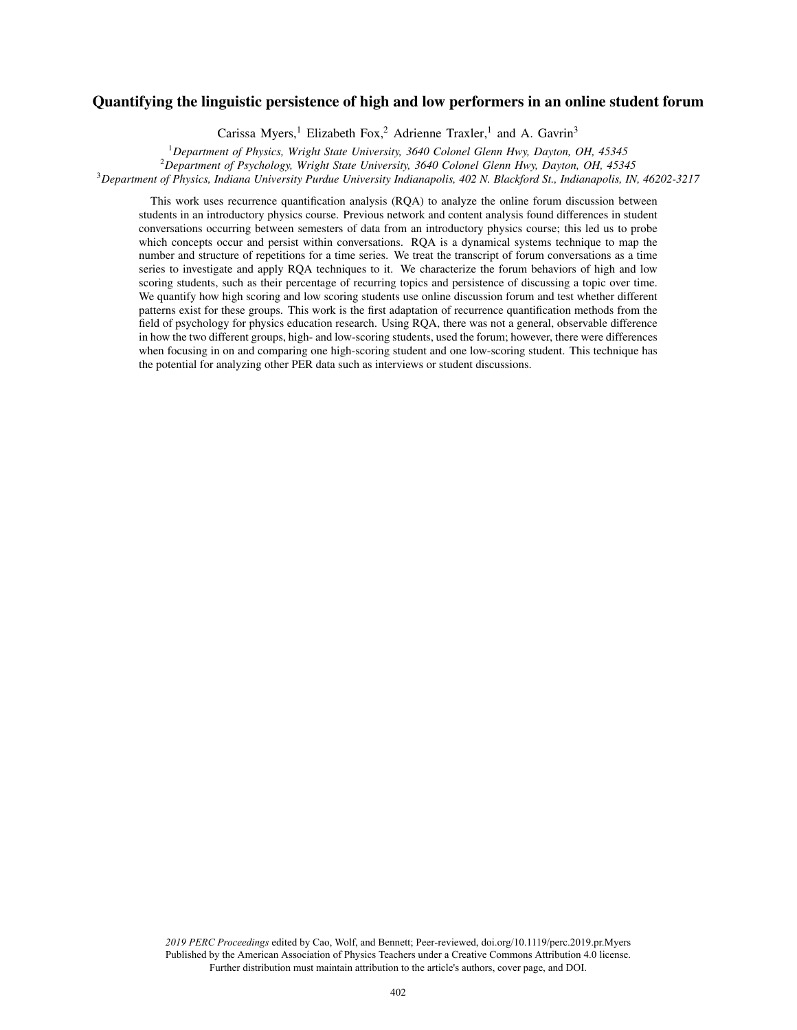# Quantifying the linguistic persistence of high and low performers in an online student forum

Carissa Myers,[1] Elizabeth Fox,[2] Adrienne Traxler,[1] and A. Gavrin[3]

[1]*Department of Physics, Wright State University, 3640 Colonel Glenn Hwy, Dayton, OH, 45345*
[2]*Department of Psychology, Wright State University, 3640 Colonel Glenn Hwy, Dayton, OH, 45345*
[3]*Department of Physics, Indiana University Purdue University Indianapolis, 402 N. Blackford St., Indianapolis, IN, 46202-3217*

This work uses recurrence quantification analysis (RQA) to analyze the online forum discussion between students in an introductory physics course. Previous network and content analysis found differences in student conversations occurring between semesters of data from an introductory physics course; this led us to probe which concepts occur and persist within conversations. RQA is a dynamical systems technique to map the number and structure of repetitions for a time series. We treat the transcript of forum conversations as a time series to investigate and apply RQA techniques to it. We characterize the forum behaviors of high and low scoring students, such as their percentage of recurring topics and persistence of discussing a topic over time. We quantify how high scoring and low scoring students use online discussion forum and test whether different patterns exist for these groups. This work is the first adaptation of recurrence quantification methods from the field of psychology for physics education research. Using RQA, there was not a general, observable difference in how the two different groups, high- and low-scoring students, used the forum; however, there were differences when focusing in on and comparing one high-scoring student and one low-scoring student. This technique has the potential for analyzing other PER data such as interviews or student discussions.

*2019 PERC Proceedings* edited by Cao, Wolf, and Bennett; Peer-reviewed, doi.org/10.1119/perc.2019.pr.Myers
Published by the American Association of Physics Teachers under a Creative Commons Attribution 4.0 license.
Further distribution must maintain attribution to the article's authors, cover page, and DOI.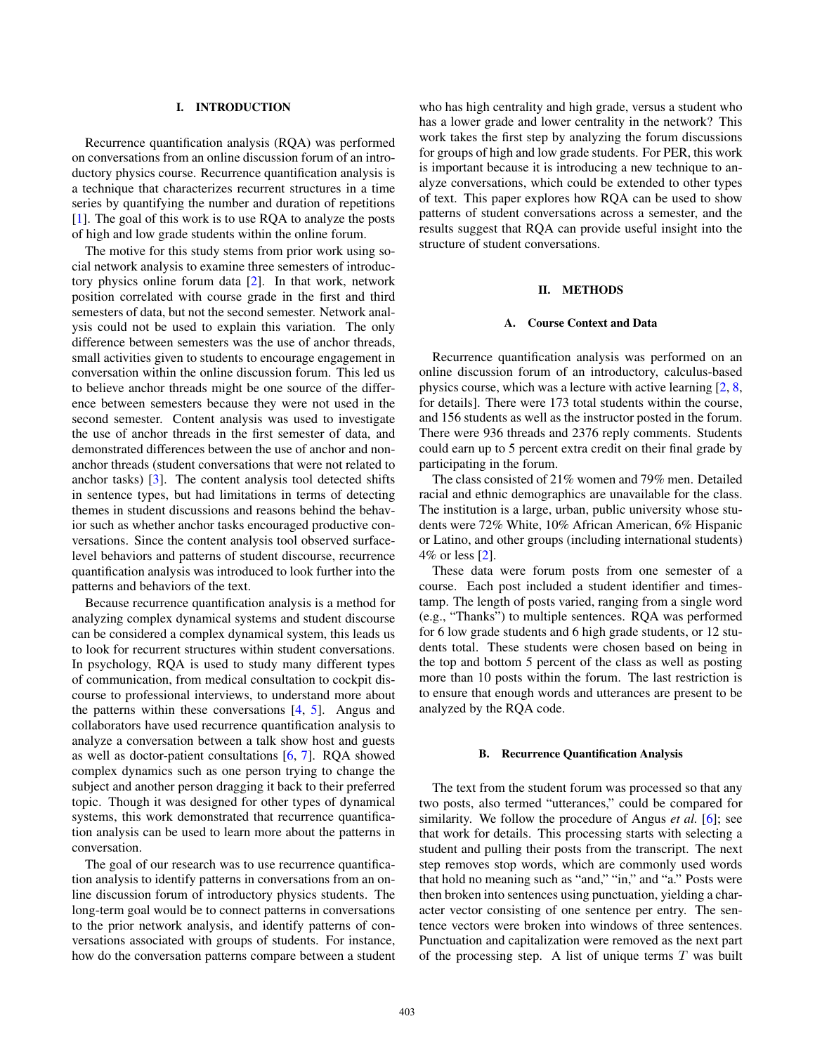## I. INTRODUCTION

Recurrence quantification analysis (RQA) was performed on conversations from an online discussion forum of an introductory physics course. Recurrence quantification analysis is a technique that characterizes recurrent structures in a time series by quantifying the number and duration of repetitions [1]. The goal of this work is to use RQA to analyze the posts of high and low grade students within the online forum.

The motive for this study stems from prior work using social network analysis to examine three semesters of introductory physics online forum data [2]. In that work, network position correlated with course grade in the first and third semesters of data, but not the second semester. Network analysis could not be used to explain this variation. The only difference between semesters was the use of anchor threads, small activities given to students to encourage engagement in conversation within the online discussion forum. This led us to believe anchor threads might be one source of the difference between semesters because they were not used in the second semester. Content analysis was used to investigate the use of anchor threads in the first semester of data, and demonstrated differences between the use of anchor and non-anchor threads (student conversations that were not related to anchor tasks) [3]. The content analysis tool detected shifts in sentence types, but had limitations in terms of detecting themes in student discussions and reasons behind the behavior such as whether anchor tasks encouraged productive conversations. Since the content analysis tool observed surface-level behaviors and patterns of student discourse, recurrence quantification analysis was introduced to look further into the patterns and behaviors of the text.

Because recurrence quantification analysis is a method for analyzing complex dynamical systems and student discourse can be considered a complex dynamical system, this leads us to look for recurrent structures within student conversations. In psychology, RQA is used to study many different types of communication, from medical consultation to cockpit discourse to professional interviews, to understand more about the patterns within these conversations [4, 5]. Angus and collaborators have used recurrence quantification analysis to analyze a conversation between a talk show host and guests as well as doctor-patient consultations [6, 7]. RQA showed complex dynamics such as one person trying to change the subject and another person dragging it back to their preferred topic. Though it was designed for other types of dynamical systems, this work demonstrated that recurrence quantification analysis can be used to learn more about the patterns in conversation.

The goal of our research was to use recurrence quantification analysis to identify patterns in conversations from an online discussion forum of introductory physics students. The long-term goal would be to connect patterns in conversations to the prior network analysis, and identify patterns of conversations associated with groups of students. For instance, how do the conversation patterns compare between a student who has high centrality and high grade, versus a student who has a lower grade and lower centrality in the network? This work takes the first step by analyzing the forum discussions for groups of high and low grade students. For PER, this work is important because it is introducing a new technique to analyze conversations, which could be extended to other types of text. This paper explores how RQA can be used to show patterns of student conversations across a semester, and the results suggest that RQA can provide useful insight into the structure of student conversations.

## II. METHODS

### A. Course Context and Data

Recurrence quantification analysis was performed on an online discussion forum of an introductory, calculus-based physics course, which was a lecture with active learning [2, 8, for details]. There were 173 total students within the course, and 156 students as well as the instructor posted in the forum. There were 936 threads and 2376 reply comments. Students could earn up to 5 percent extra credit on their final grade by participating in the forum.

The class consisted of 21% women and 79% men. Detailed racial and ethnic demographics are unavailable for the class. The institution is a large, urban, public university whose students were 72% White, 10% African American, 6% Hispanic or Latino, and other groups (including international students) 4% or less [2].

These data were forum posts from one semester of a course. Each post included a student identifier and timestamp. The length of posts varied, ranging from a single word (e.g., "Thanks") to multiple sentences. RQA was performed for 6 low grade students and 6 high grade students, or 12 students total. These students were chosen based on being in the top and bottom 5 percent of the class as well as posting more than 10 posts within the forum. The last restriction is to ensure that enough words and utterances are present to be analyzed by the RQA code.

### B. Recurrence Quantification Analysis

The text from the student forum was processed so that any two posts, also termed "utterances," could be compared for similarity. We follow the procedure of Angus *et al.* [6]; see that work for details. This processing starts with selecting a student and pulling their posts from the transcript. The next step removes stop words, which are commonly used words that hold no meaning such as "and," "in," and "a." Posts were then broken into sentences using punctuation, yielding a character vector consisting of one sentence per entry. The sentence vectors were broken into windows of three sentences. Punctuation and capitalization were removed as the next part of the processing step. A list of unique terms $T$ was built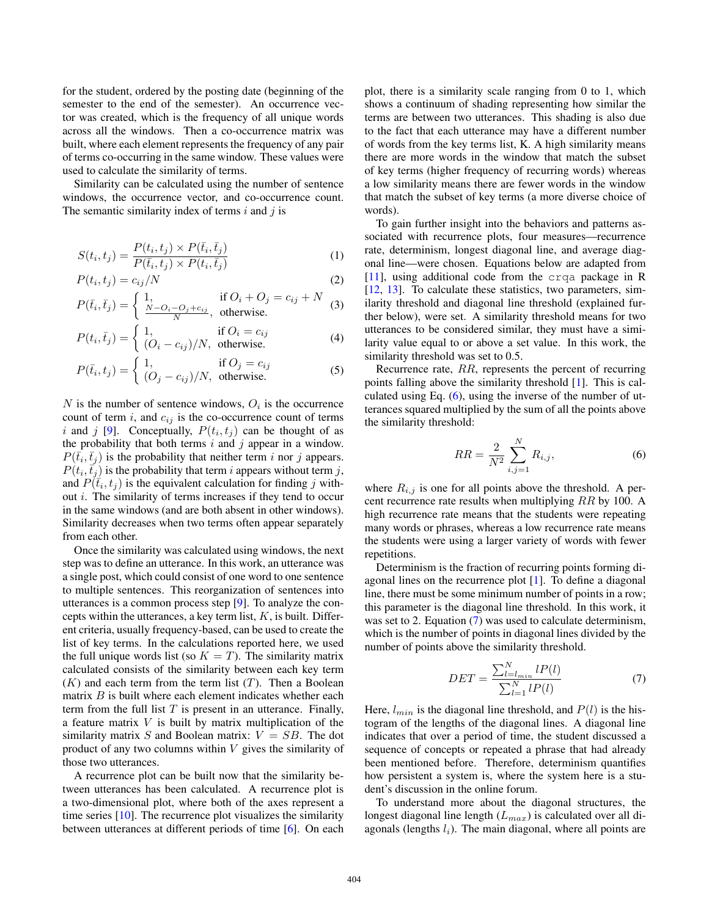for the student, ordered by the posting date (beginning of the semester to the end of the semester). An occurrence vector was created, which is the frequency of all unique words across all the windows. Then a co-occurrence matrix was built, where each element represents the frequency of any pair of terms co-occurring in the same window. These values were used to calculate the similarity of terms.

Similarity can be calculated using the number of sentence windows, the occurrence vector, and co-occurrence count. The semantic similarity index of terms $i$ and $j$ is

$$S(t_i, t_j) = \frac{P(t_i, t_j) \times P(\bar{t}_i, \bar{t}_j)}{P(\bar{t}_i, t_j) \times P(t_i, \bar{t}_j)} \tag{1}$$

$$P(t_i, t_j) = c_{ij}/N \tag{2}$$

$$P(\bar{t}_i, \bar{t}_j) = \begin{cases} 1, & \text{if } O_i + O_j = c_{ij} + N \\ \frac{N - O_i - O_j + c_{ij}}{N}, & \text{otherwise.} \end{cases} \tag{3}$$

$$P(t_i, \bar{t}_j) = \begin{cases} 1, & \text{if } O_i = c_{ij} \\ (O_i - c_{ij})/N, & \text{otherwise.} \end{cases} \tag{4}$$

$$P(\bar{t}_i, t_j) = \begin{cases} 1, & \text{if } O_j = c_{ij} \\ (O_j - c_{ij})/N, & \text{otherwise.} \end{cases} \tag{5}$$

$N$ is the number of sentence windows, $O_i$ is the occurrence count of term $i$, and $c_{ij}$ is the co-occurrence count of terms $i$ and $j$ [9]. Conceptually, $P(t_i, t_j)$ can be thought of as the probability that both terms $i$ and $j$ appear in a window. $P(\bar{t}_i, \bar{t}_j)$ is the probability that neither term $i$ nor $j$ appears. $P(t_i, \bar{t}_j)$ is the probability that term $i$ appears without term $j$, and $P(\bar{t}_i, t_j)$ is the equivalent calculation for finding $j$ without $i$. The similarity of terms increases if they tend to occur in the same windows (and are both absent in other windows). Similarity decreases when two terms often appear separately from each other.

Once the similarity was calculated using windows, the next step was to define an utterance. In this work, an utterance was a single post, which could consist of one word to one sentence to multiple sentences. This reorganization of sentences into utterances is a common process step [9]. To analyze the concepts within the utterances, a key term list, $K$, is built. Different criteria, usually frequency-based, can be used to create the list of key terms. In the calculations reported here, we used the full unique words list (so $K = T$). The similarity matrix calculated consists of the similarity between each key term ($K$) and each term from the term list ($T$). Then a Boolean matrix $B$ is built where each element indicates whether each term from the full list $T$ is present in an utterance. Finally, a feature matrix $V$ is built by matrix multiplication of the similarity matrix $S$ and Boolean matrix: $V = SB$. The dot product of any two columns within $V$ gives the similarity of those two utterances.

A recurrence plot can be built now that the similarity between utterances has been calculated. A recurrence plot is a two-dimensional plot, where both of the axes represent a time series [10]. The recurrence plot visualizes the similarity between utterances at different periods of time [6]. On each plot, there is a similarity scale ranging from 0 to 1, which shows a continuum of shading representing how similar the terms are between two utterances. This shading is also due to the fact that each utterance may have a different number of words from the key terms list, K. A high similarity means there are more words in the window that match the subset of key terms (higher frequency of recurring words) whereas a low similarity means there are fewer words in the window that match the subset of key terms (a more diverse choice of words).

To gain further insight into the behaviors and patterns associated with recurrence plots, four measures—recurrence rate, determinism, longest diagonal line, and average diagonal line—were chosen. Equations below are adapted from [11], using additional code from the `crqa` package in R [12, 13]. To calculate these statistics, two parameters, similarity threshold and diagonal line threshold (explained further below), were set. A similarity threshold means for two utterances to be considered similar, they must have a similarity value equal to or above a set value. In this work, the similarity threshold was set to 0.5.

Recurrence rate, $RR$, represents the percent of recurring points falling above the similarity threshold [1]. This is calculated using Eq. (6), using the inverse of the number of utterances squared multiplied by the sum of all the points above the similarity threshold:

$$RR = \frac{2}{N^2} \sum_{i,j=1}^{N} R_{i,j}, \tag{6}$$

where $R_{i,j}$ is one for all points above the threshold. A percent recurrence rate results when multiplying $RR$ by 100. A high recurrence rate means that the students were repeating many words or phrases, whereas a low recurrence rate means the students were using a larger variety of words with fewer repetitions.

Determinism is the fraction of recurring points forming diagonal lines on the recurrence plot [1]. To define a diagonal line, there must be some minimum number of points in a row; this parameter is the diagonal line threshold. In this work, it was set to 2. Equation (7) was used to calculate determinism, which is the number of points in diagonal lines divided by the number of points above the similarity threshold.

$$DET = \frac{\sum_{l=l_{min}}^{N} lP(l)}{\sum_{l=1}^{N} lP(l)} \tag{7}$$

Here, $l_{min}$ is the diagonal line threshold, and $P(l)$ is the histogram of the lengths of the diagonal lines. A diagonal line indicates that over a period of time, the student discussed a sequence of concepts or repeated a phrase that had already been mentioned before. Therefore, determinism quantifies how persistent a system is, where the system here is a student's discussion in the online forum.

To understand more about the diagonal structures, the longest diagonal line length ($L_{max}$) is calculated over all diagonals (lengths $l_i$). The main diagonal, where all points are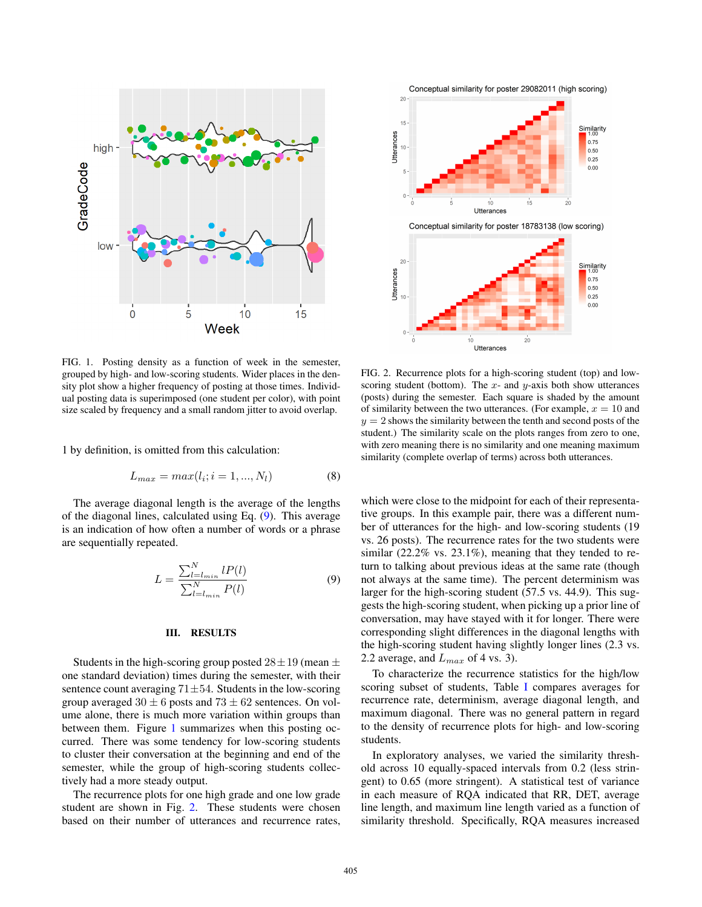FIG. 1. Posting density as a function of week in the semester, grouped by high- and low-scoring students. Wider places in the density plot show a higher frequency of posting at those times. Individual posting data is superimposed (one student per color), with point size scaled by frequency and a small random jitter to avoid overlap.

FIG. 2. Recurrence plots for a high-scoring student (top) and low-scoring student (bottom). The $x$- and $y$-axis both show utterances (posts) during the semester. Each square is shaded by the amount of similarity between the two utterances. (For example, $x = 10$ and $y = 2$ shows the similarity between the tenth and second posts of the student.) The similarity scale on the plots ranges from zero to one, with zero meaning there is no similarity and one meaning maximum similarity (complete overlap of terms) across both utterances.

1 by definition, is omitted from this calculation:

$$L_{max} = max(l_i; i = 1, ..., N_l) \tag{8}$$

The average diagonal length is the average of the lengths of the diagonal lines, calculated using Eq. (9). This average is an indication of how often a number of words or a phrase are sequentially repeated.

$$L = \frac{\sum_{l=l_{min}}^{N} lP(l)}{\sum_{l=l_{min}}^{N} P(l)} \tag{9}$$

## III. RESULTS

Students in the high-scoring group posted $28 \pm 19$ (mean $\pm$ one standard deviation) times during the semester, with their sentence count averaging $71 \pm 54$. Students in the low-scoring group averaged $30 \pm 6$ posts and $73 \pm 62$ sentences. On volume alone, there is much more variation within groups than between them. Figure 1 summarizes when this posting occurred. There was some tendency for low-scoring students to cluster their conversation at the beginning and end of the semester, while the group of high-scoring students collectively had a more steady output.

The recurrence plots for one high grade and one low grade student are shown in Fig. 2. These students were chosen based on their number of utterances and recurrence rates, which were close to the midpoint for each of their representative groups. In this example pair, there was a different number of utterances for the high- and low-scoring students (19 vs. 26 posts). The recurrence rates for the two students were similar (22.2% vs. 23.1%), meaning that they tended to return to talking about previous ideas at the same rate (though not always at the same time). The percent determinism was larger for the high-scoring student (57.5 vs. 44.9). This suggests the high-scoring student, when picking up a prior line of conversation, may have stayed with it for longer. There were corresponding slight differences in the diagonal lengths with the high-scoring student having slightly longer lines (2.3 vs. 2.2 average, and $L_{max}$ of 4 vs. 3).

To characterize the recurrence statistics for the high/low scoring subset of students, Table I compares averages for recurrence rate, determinism, average diagonal length, and maximum diagonal. There was no general pattern in regard to the density of recurrence plots for high- and low-scoring students.

In exploratory analyses, we varied the similarity threshold across 10 equally-spaced intervals from 0.2 (less stringent) to 0.65 (more stringent). A statistical test of variance in each measure of RQA indicated that RR, DET, average line length, and maximum line length varied as a function of similarity threshold. Specifically, RQA measures increased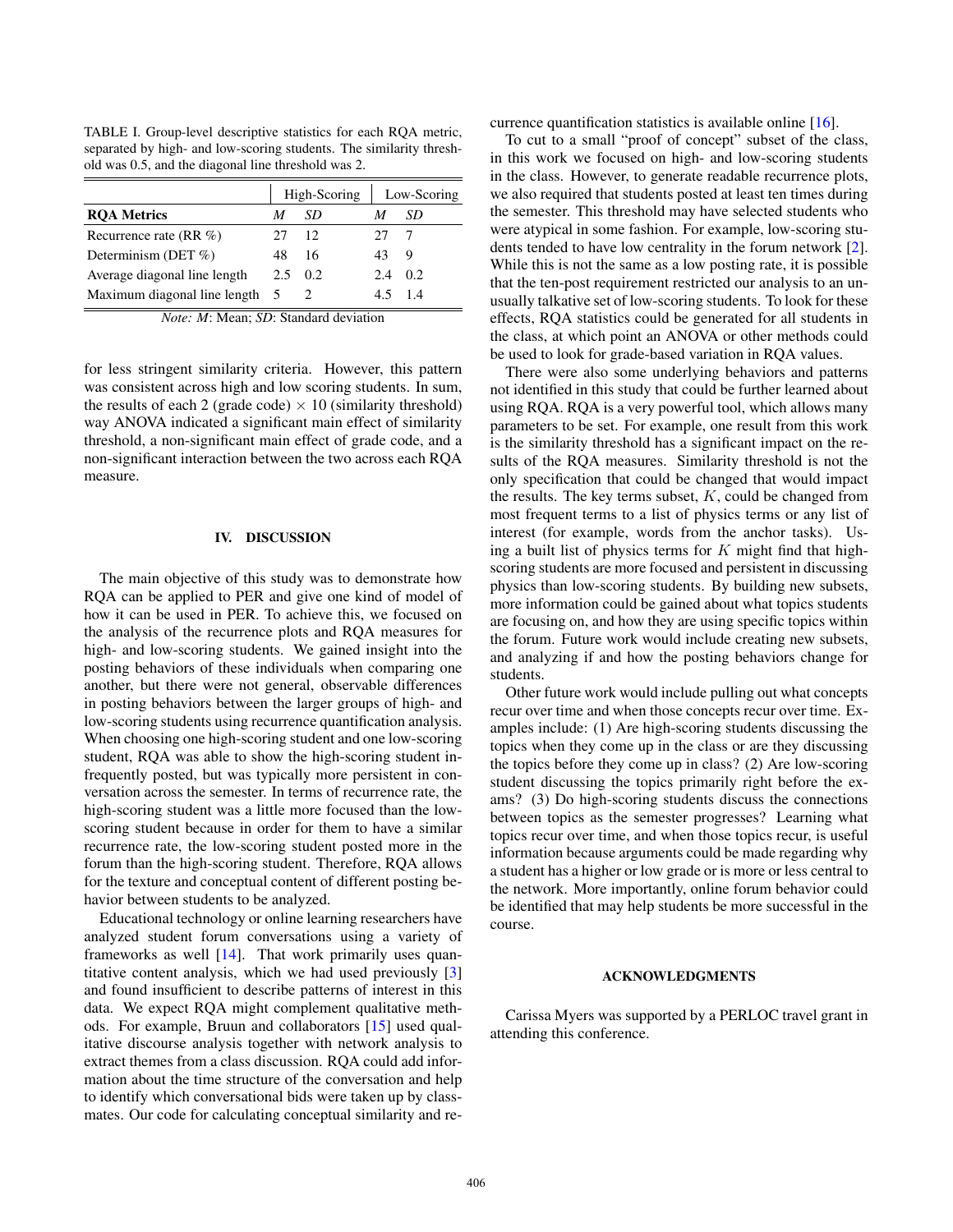TABLE I. Group-level descriptive statistics for each RQA metric, separated by high- and low-scoring students. The similarity threshold was 0.5, and the diagonal line threshold was 2.

| | High-Scoring | | Low-Scoring | |
|---|---|---|---|---|
| **RQA Metrics** | *M* | *SD* | *M* | *SD* |
| Recurrence rate (RR %) | 27 | 12 | 27 | 7 |
| Determinism (DET %) | 48 | 16 | 43 | 9 |
| Average diagonal line length | 2.5 | 0.2 | 2.4 | 0.2 |
| Maximum diagonal line length | 5 | 2 | 4.5 | 1.4 |

*Note: M*: Mean; *SD*: Standard deviation

for less stringent similarity criteria. However, this pattern was consistent across high and low scoring students. In sum, the results of each 2 (grade code) $\times$ 10 (similarity threshold) way ANOVA indicated a significant main effect of similarity threshold, a non-significant main effect of grade code, and a non-significant interaction between the two across each RQA measure.

## IV. DISCUSSION

The main objective of this study was to demonstrate how RQA can be applied to PER and give one kind of model of how it can be used in PER. To achieve this, we focused on the analysis of the recurrence plots and RQA measures for high- and low-scoring students. We gained insight into the posting behaviors of these individuals when comparing one another, but there were not general, observable differences in posting behaviors between the larger groups of high- and low-scoring students using recurrence quantification analysis. When choosing one high-scoring student and one low-scoring student, RQA was able to show the high-scoring student infrequently posted, but was typically more persistent in conversation across the semester. In terms of recurrence rate, the high-scoring student was a little more focused than the low-scoring student because in order for them to have a similar recurrence rate, the low-scoring student posted more in the forum than the high-scoring student. Therefore, RQA allows for the texture and conceptual content of different posting behavior between students to be analyzed.

Educational technology or online learning researchers have analyzed student forum conversations using a variety of frameworks as well [14]. That work primarily uses quantitative content analysis, which we had used previously [3] and found insufficient to describe patterns of interest in this data. We expect RQA might complement qualitative methods. For example, Bruun and collaborators [15] used qualitative discourse analysis together with network analysis to extract themes from a class discussion. RQA could add information about the time structure of the conversation and help to identify which conversational bids were taken up by classmates. Our code for calculating conceptual similarity and recurrence quantification statistics is available online [16].

To cut to a small "proof of concept" subset of the class, in this work we focused on high- and low-scoring students in the class. However, to generate readable recurrence plots, we also required that students posted at least ten times during the semester. This threshold may have selected students who were atypical in some fashion. For example, low-scoring students tended to have low centrality in the forum network [2]. While this is not the same as a low posting rate, it is possible that the ten-post requirement restricted our analysis to an unusually talkative set of low-scoring students. To look for these effects, RQA statistics could be generated for all students in the class, at which point an ANOVA or other methods could be used to look for grade-based variation in RQA values.

There were also some underlying behaviors and patterns not identified in this study that could be further learned about using RQA. RQA is a very powerful tool, which allows many parameters to be set. For example, one result from this work is the similarity threshold has a significant impact on the results of the RQA measures. Similarity threshold is not the only specification that could be changed that would impact the results. The key terms subset, $K$, could be changed from most frequent terms to a list of physics terms or any list of interest (for example, words from the anchor tasks). Using a built list of physics terms for $K$ might find that high-scoring students are more focused and persistent in discussing physics than low-scoring students. By building new subsets, more information could be gained about what topics students are focusing on, and how they are using specific topics within the forum. Future work would include creating new subsets, and analyzing if and how the posting behaviors change for students.

Other future work would include pulling out what concepts recur over time and when those concepts recur over time. Examples include: (1) Are high-scoring students discussing the topics when they come up in the class or are they discussing the topics before they come up in class? (2) Are low-scoring student discussing the topics primarily right before the exams? (3) Do high-scoring students discuss the connections between topics as the semester progresses? Learning what topics recur over time, and when those topics recur, is useful information because arguments could be made regarding why a student has a higher or low grade or is more or less central to the network. More importantly, online forum behavior could be identified that may help students be more successful in the course.

## ACKNOWLEDGMENTS

Carissa Myers was supported by a PERLOC travel grant in attending this conference.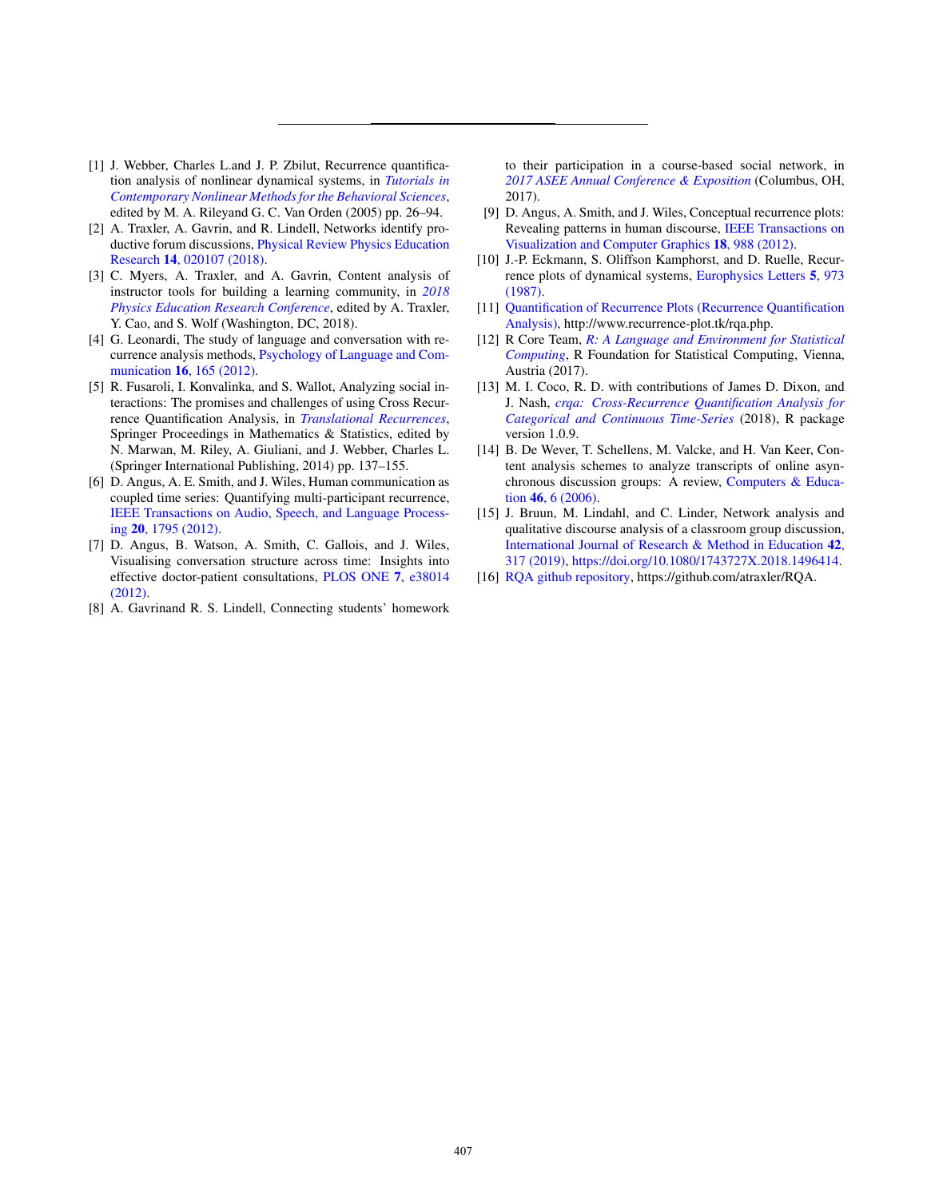[1] J. Webber, Charles L.and J. P. Zbilut, Recurrence quantification analysis of nonlinear dynamical systems, in *Tutorials in Contemporary Nonlinear Methods for the Behavioral Sciences*, edited by M. A. Rileyand G. C. Van Orden (2005) pp. 26–94.

[2] A. Traxler, A. Gavrin, and R. Lindell, Networks identify productive forum discussions, Physical Review Physics Education Research **14**, 020107 (2018).

[3] C. Myers, A. Traxler, and A. Gavrin, Content analysis of instructor tools for building a learning community, in *2018 Physics Education Research Conference*, edited by A. Traxler, Y. Cao, and S. Wolf (Washington, DC, 2018).

[4] G. Leonardi, The study of language and conversation with recurrence analysis methods, Psychology of Language and Communication **16**, 165 (2012).

[5] R. Fusaroli, I. Konvalinka, and S. Wallot, Analyzing social interactions: The promises and challenges of using Cross Recurrence Quantification Analysis, in *Translational Recurrences*, Springer Proceedings in Mathematics & Statistics, edited by N. Marwan, M. Riley, A. Giuliani, and J. Webber, Charles L. (Springer International Publishing, 2014) pp. 137–155.

[6] D. Angus, A. E. Smith, and J. Wiles, Human communication as coupled time series: Quantifying multi-participant recurrence, IEEE Transactions on Audio, Speech, and Language Processing **20**, 1795 (2012).

[7] D. Angus, B. Watson, A. Smith, C. Gallois, and J. Wiles, Visualising conversation structure across time: Insights into effective doctor-patient consultations, PLOS ONE **7**, e38014 (2012).

[8] A. Gavrinand R. S. Lindell, Connecting students' homework to their participation in a course-based social network, in *2017 ASEE Annual Conference & Exposition* (Columbus, OH, 2017).

[9] D. Angus, A. Smith, and J. Wiles, Conceptual recurrence plots: Revealing patterns in human discourse, IEEE Transactions on Visualization and Computer Graphics **18**, 988 (2012).

[10] J.-P. Eckmann, S. Oliffson Kamphorst, and D. Ruelle, Recurrence plots of dynamical systems, Europhysics Letters **5**, 973 (1987).

[11] Quantification of Recurrence Plots (Recurrence Quantification Analysis), http://www.recurrence-plot.tk/rqa.php.

[12] R Core Team, *R: A Language and Environment for Statistical Computing*, R Foundation for Statistical Computing, Vienna, Austria (2017).

[13] M. I. Coco, R. D. with contributions of James D. Dixon, and J. Nash, *crqa: Cross-Recurrence Quantification Analysis for Categorical and Continuous Time-Series* (2018), R package version 1.0.9.

[14] B. De Wever, T. Schellens, M. Valcke, and H. Van Keer, Content analysis schemes to analyze transcripts of online asynchronous discussion groups: A review, Computers & Education **46**, 6 (2006).

[15] J. Bruun, M. Lindahl, and C. Linder, Network analysis and qualitative discourse analysis of a classroom group discussion, International Journal of Research & Method in Education **42**, 317 (2019), https://doi.org/10.1080/1743727X.2018.1496414.

[16] RQA github repository, https://github.com/atraxler/RQA.